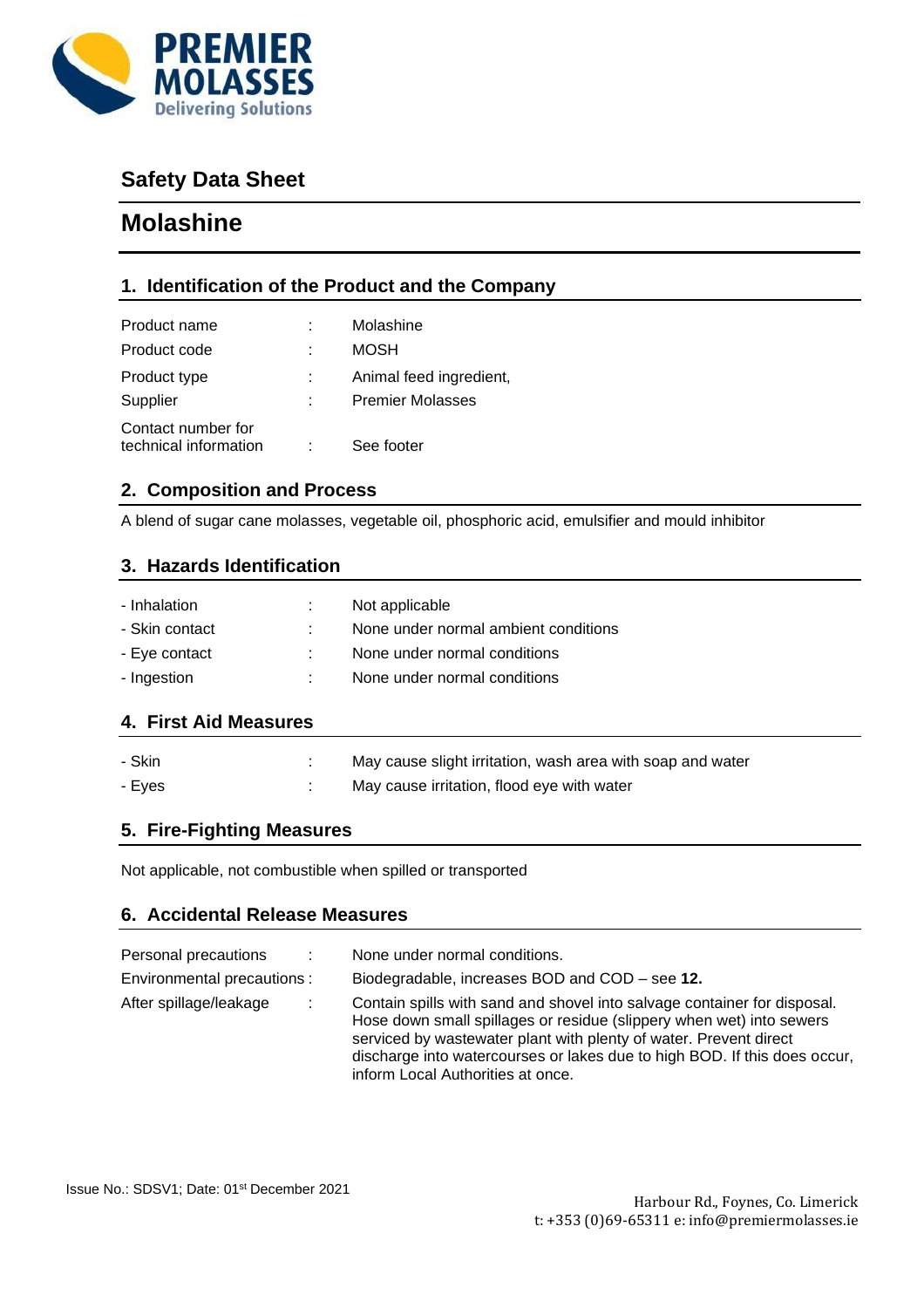# Safety Data Sheet

# Molashine

## 1. Identification of the Product and the Company

| | | |
|---|---|---|
| Product name | : | Molashine |
| Product code | : | MOSH |
| Product type | : | Animal feed ingredient, |
| Supplier | : | Premier Molasses |
| Contact number for technical information | : | See footer |

## 2. Composition and Process

A blend of sugar cane molasses, vegetable oil, phosphoric acid, emulsifier and mould inhibitor

## 3. Hazards Identification

| | | |
|---|---|---|
| - Inhalation | : | Not applicable |
| - Skin contact | : | None under normal ambient conditions |
| - Eye contact | : | None under normal conditions |
| - Ingestion | : | None under normal conditions |

## 4. First Aid Measures

| | | |
|---|---|---|
| - Skin | : | May cause slight irritation, wash area with soap and water |
| - Eyes | : | May cause irritation, flood eye with water |

## 5. Fire-Fighting Measures

Not applicable, not combustible when spilled or transported

## 6. Accidental Release Measures

| | | |
|---|---|---|
| Personal precautions | : | None under normal conditions. |
| Environmental precautions | : | Biodegradable, increases BOD and COD – see **12.** |
| After spillage/leakage | : | Contain spills with sand and shovel into salvage container for disposal. Hose down small spillages or residue (slippery when wet) into sewers serviced by wastewater plant with plenty of water. Prevent direct discharge into watercourses or lakes due to high BOD. If this does occur, inform Local Authorities at once. |

Issue No.: SDSV1; Date: 01st December 2021

Harbour Rd., Foynes, Co. Limerick
t: +353 (0)69-65311 e: info@premiermolasses.ie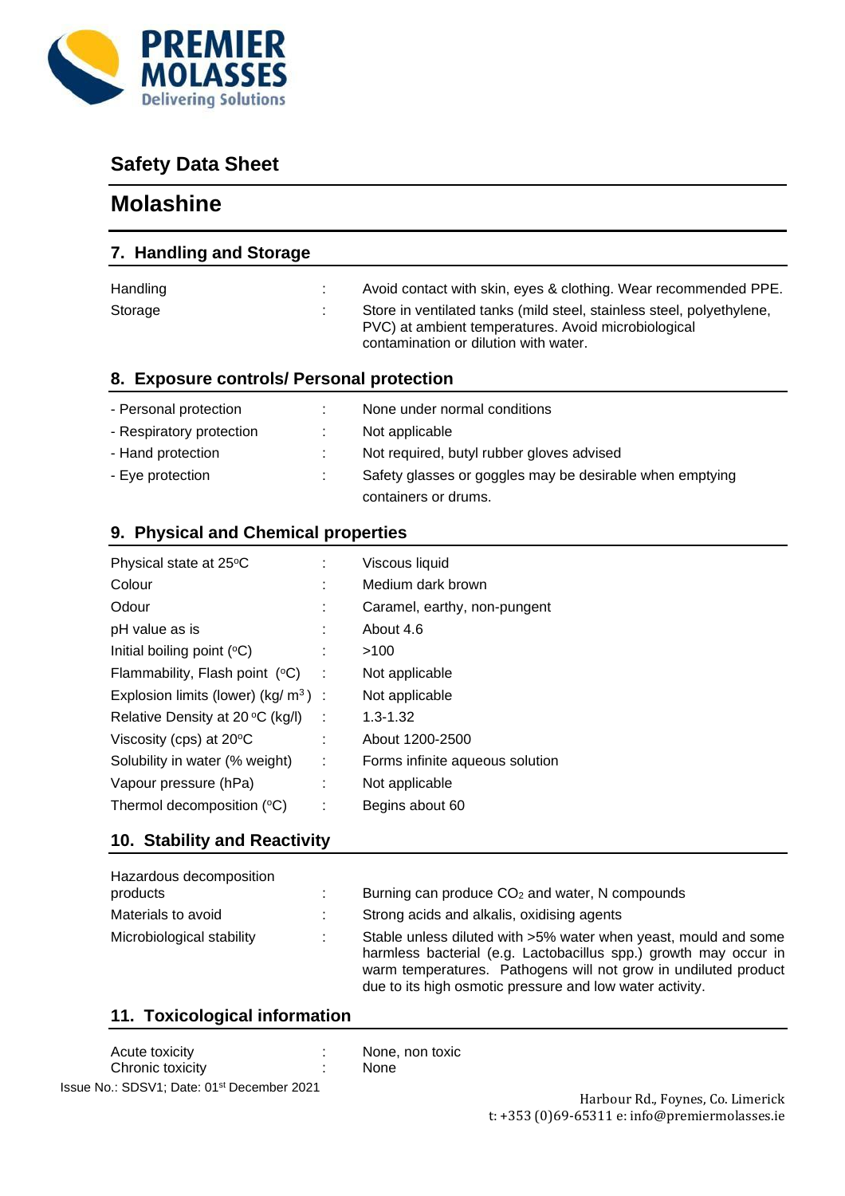PREMIER MOLASSES
Delivering Solutions

# Safety Data Sheet

# Molashine

## 7. Handling and Storage

| | | |
|---|---|---|
| Handling | : | Avoid contact with skin, eyes & clothing. Wear recommended PPE. |
| Storage | : | Store in ventilated tanks (mild steel, stainless steel, polyethylene, PVC) at ambient temperatures. Avoid microbiological contamination or dilution with water. |

## 8. Exposure controls/ Personal protection

| | | |
|---|---|---|
| - Personal protection | : | None under normal conditions |
| - Respiratory protection | : | Not applicable |
| - Hand protection | : | Not required, butyl rubber gloves advised |
| - Eye protection | : | Safety glasses or goggles may be desirable when emptying containers or drums. |

## 9. Physical and Chemical properties

| | | |
|---|---|---|
| Physical state at 25ºC | : | Viscous liquid |
| Colour | : | Medium dark brown |
| Odour | : | Caramel, earthy, non-pungent |
| pH value as is | : | About 4.6 |
| Initial boiling point (ºC) | : | >100 |
| Flammability, Flash point (ºC) | : | Not applicable |
| Explosion limits (lower) (kg/ $m^3$) | : | Not applicable |
| Relative Density at 20 ºC (kg/l) | : | 1.3-1.32 |
| Viscosity (cps) at 20ºC | : | About 1200-2500 |
| Solubility in water (% weight) | : | Forms infinite aqueous solution |
| Vapour pressure (hPa) | : | Not applicable |
| Thermol decomposition (ºC) | : | Begins about 60 |

## 10. Stability and Reactivity

| | | |
|---|---|---|
| Hazardous decomposition products | : | Burning can produce $CO_2$ and water, N compounds |
| Materials to avoid | : | Strong acids and alkalis, oxidising agents |
| Microbiological stability | : | Stable unless diluted with >5% water when yeast, mould and some harmless bacterial (e.g. Lactobacillus spp.) growth may occur in warm temperatures. Pathogens will not grow in undiluted product due to its high osmotic pressure and low water activity. |

## 11. Toxicological information

| | | |
|---|---|---|
| Acute toxicity | : | None, non toxic |
| Chronic toxicity | : | None |

Issue No.: SDSV1; Date: 01st December 2021

Harbour Rd., Foynes, Co. Limerick
t: +353 (0)69-65311 e: info@premiermolasses.ie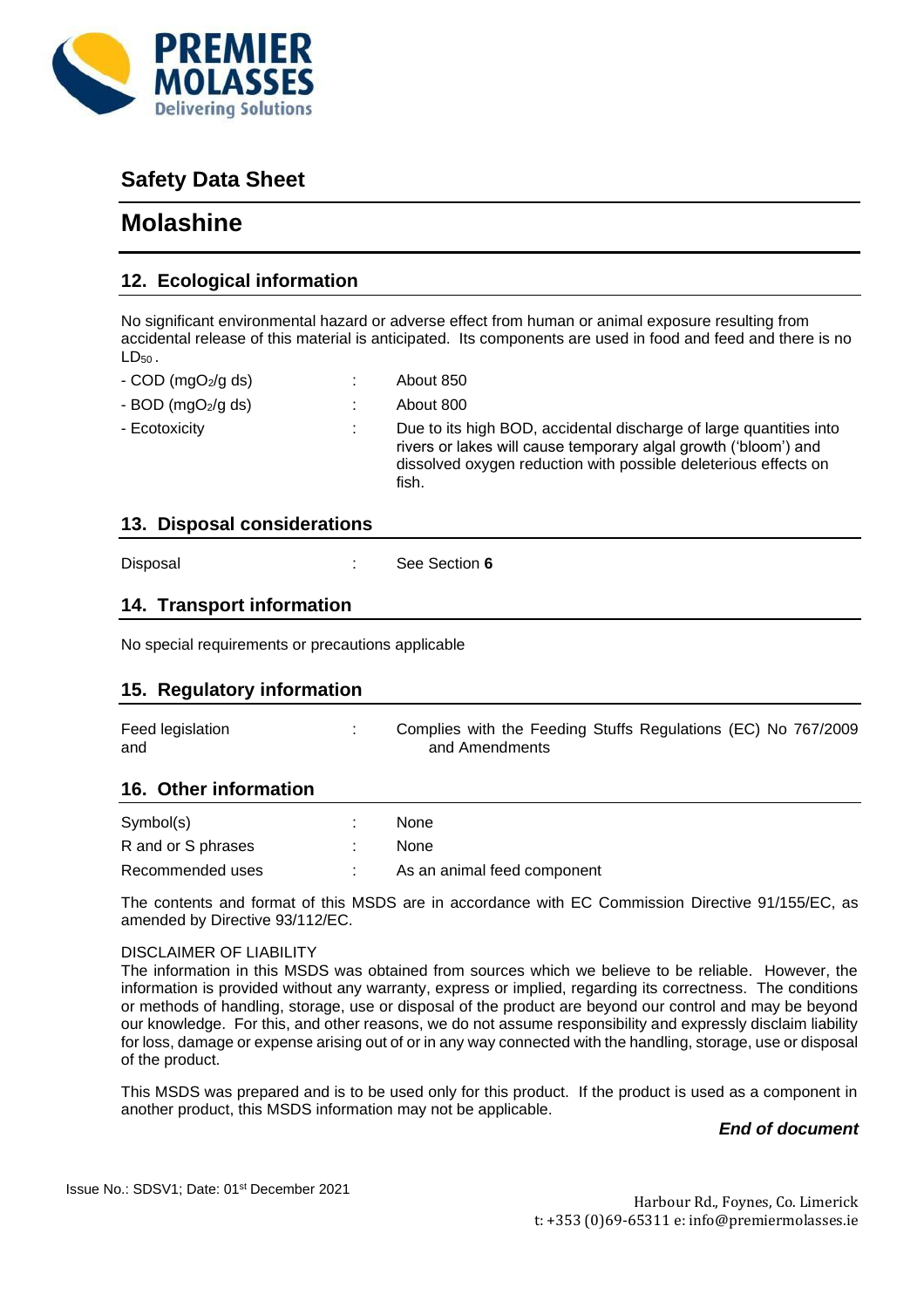## Safety Data Sheet

# Molashine

## 12. Ecological information

No significant environmental hazard or adverse effect from human or animal exposure resulting from accidental release of this material is anticipated. Its components are used in food and feed and there is no $LD_{50}$.

| | | |
|---|---|---|
| - COD ($mgO_2$/g ds) | : | About 850 |
| - BOD ($mgO_2$/g ds) | : | About 800 |
| - Ecotoxicity | : | Due to its high BOD, accidental discharge of large quantities into rivers or lakes will cause temporary algal growth ('bloom') and dissolved oxygen reduction with possible deleterious effects on fish. |

## 13. Disposal considerations

| | | |
|---|---|---|
| Disposal | : | See Section **6** |

## 14. Transport information

No special requirements or precautions applicable

## 15. Regulatory information

| | | |
|---|---|---|
| Feed legislation and | : | Complies with the Feeding Stuffs Regulations (EC) No 767/2009 and Amendments |

## 16. Other information

| | | |
|---|---|---|
| Symbol(s) | : | None |
| R and or S phrases | : | None |
| Recommended uses | : | As an animal feed component |

The contents and format of this MSDS are in accordance with EC Commission Directive 91/155/EC, as amended by Directive 93/112/EC.

DISCLAIMER OF LIABILITY
The information in this MSDS was obtained from sources which we believe to be reliable. However, the information is provided without any warranty, express or implied, regarding its correctness. The conditions or methods of handling, storage, use or disposal of the product are beyond our control and may be beyond our knowledge. For this, and other reasons, we do not assume responsibility and expressly disclaim liability for loss, damage or expense arising out of or in any way connected with the handling, storage, use or disposal of the product.

This MSDS was prepared and is to be used only for this product. If the product is used as a component in another product, this MSDS information may not be applicable.

***End of document***